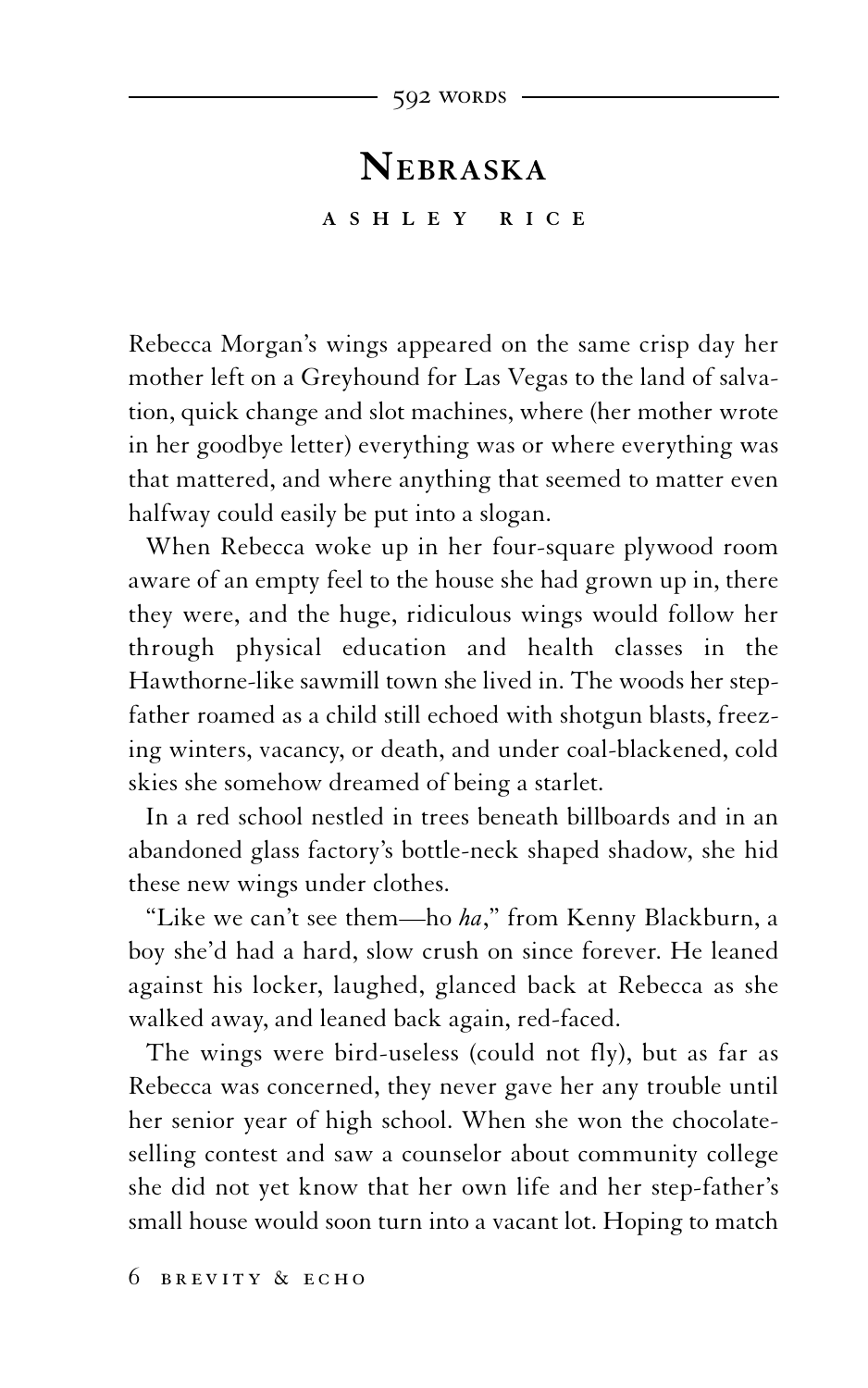592 words

# Nebraska

**ASHLEY RICE**

Rebecca Morgan's wings appeared on the same crisp day her mother left on a Greyhound for Las Vegas to the land of salvation, quick change and slot machines, where (her mother wrote in her goodbye letter) everything was or where everything was that mattered, and where anything that seemed to matter even halfway could easily be put into a slogan.

When Rebecca woke up in her four-square plywood room aware of an empty feel to the house she had grown up in, there they were, and the huge, ridiculous wings would follow her through physical education and health classes in the Hawthorne-like sawmill town she lived in. The woods her step-father roamed as a child still echoed with shotgun blasts, freezing winters, vacancy, or death, and under coal-blackened, cold skies she somehow dreamed of being a starlet.

In a red school nestled in trees beneath billboards and in an abandoned glass factory's bottle-neck shaped shadow, she hid these new wings under clothes.

"Like we can't see them—ho *ha*," from Kenny Blackburn, a boy she'd had a hard, slow crush on since forever. He leaned against his locker, laughed, glanced back at Rebecca as she walked away, and leaned back again, red-faced.

The wings were bird-useless (could not fly), but as far as Rebecca was concerned, they never gave her any trouble until her senior year of high school. When she won the chocolate-selling contest and saw a counselor about community college she did not yet know that her own life and her step-father's small house would soon turn into a vacant lot. Hoping to match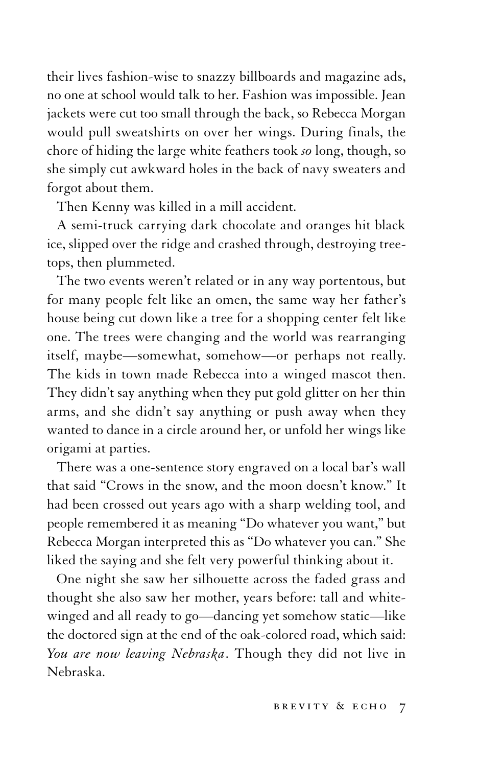their lives fashion-wise to snazzy billboards and magazine ads, no one at school would talk to her. Fashion was impossible. Jean jackets were cut too small through the back, so Rebecca Morgan would pull sweatshirts on over her wings. During finals, the chore of hiding the large white feathers took *so* long, though, so she simply cut awkward holes in the back of navy sweaters and forgot about them.

Then Kenny was killed in a mill accident.

A semi-truck carrying dark chocolate and oranges hit black ice, slipped over the ridge and crashed through, destroying treetops, then plummeted.

The two events weren't related or in any way portentous, but for many people felt like an omen, the same way her father's house being cut down like a tree for a shopping center felt like one. The trees were changing and the world was rearranging itself, maybe—somewhat, somehow—or perhaps not really. The kids in town made Rebecca into a winged mascot then. They didn't say anything when they put gold glitter on her thin arms, and she didn't say anything or push away when they wanted to dance in a circle around her, or unfold her wings like origami at parties.

There was a one-sentence story engraved on a local bar's wall that said "Crows in the snow, and the moon doesn't know." It had been crossed out years ago with a sharp welding tool, and people remembered it as meaning "Do whatever you want," but Rebecca Morgan interpreted this as "Do whatever you can." She liked the saying and she felt very powerful thinking about it.

One night she saw her silhouette across the faded grass and thought she also saw her mother, years before: tall and white-winged and all ready to go—dancing yet somehow static—like the doctored sign at the end of the oak-colored road, which said: *You are now leaving Nebraska*. Though they did not live in Nebraska.